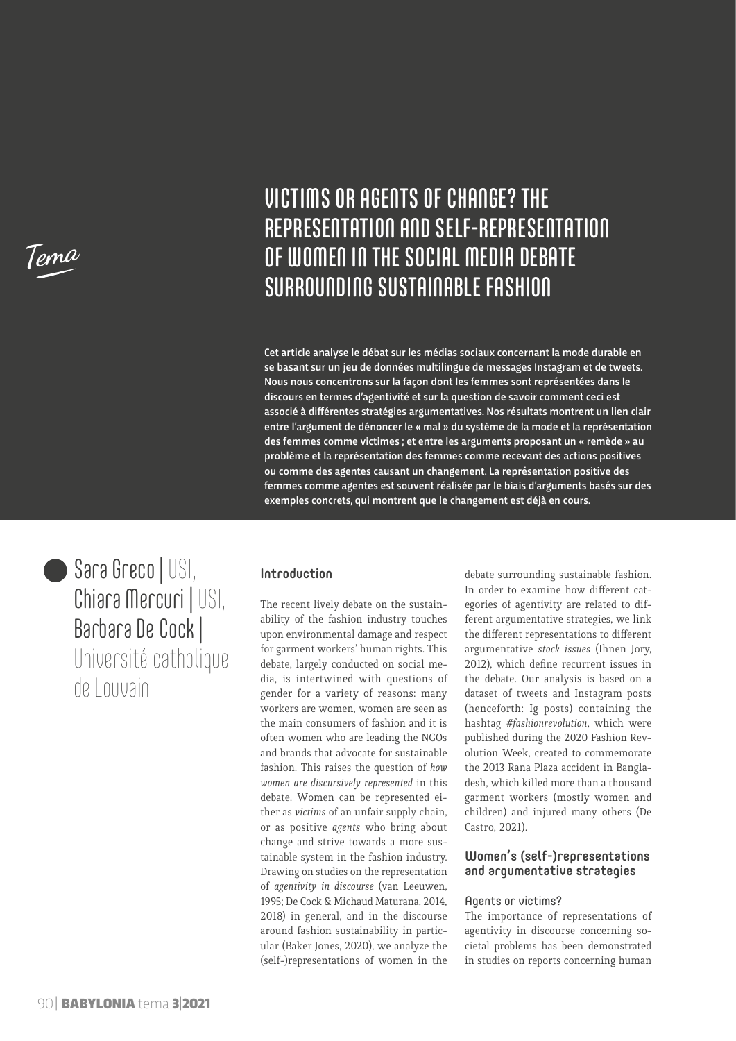Tema

# VICTIMS OR AGENTS OF CHANGE? THE REPRESENTATION AND SELF-REPRESENTATION OF WOMEN IN THE SOCIAL MEDIA DEBATE SURROUNDING SUSTAINABLE FASHION

**Cet article analyse le débat sur les médias sociaux concernant la mode durable en se basant sur un jeu de données multilingue de messages Instagram et de tweets. Nous nous concentrons sur la façon dont les femmes sont représentées dans le discours en termes d'agentivité et sur la question de savoir comment ceci est associé à différentes stratégies argumentatives. Nos résultats montrent un lien clair entre l'argument de dénoncer le « mal » du système de la mode et la représentation des femmes comme victimes ; et entre les arguments proposant un « remède » au problème et la représentation des femmes comme recevant des actions positives ou comme des agentes causant un changement. La représentation positive des femmes comme agentes est souvent réalisée par le biais d'arguments basés sur des exemples concrets, qui montrent que le changement est déjà en cours.**

Sara Greco | USI, Chiara Mercuri | USI, Barbara De Cock | Université catholique de Louvain

## Introduction

The recent lively debate on the sustainability of the fashion industry touches upon environmental damage and respect for garment workers' human rights. This debate, largely conducted on social media, is intertwined with questions of gender for a variety of reasons: many workers are women, women are seen as the main consumers of fashion and it is often women who are leading the NGOs and brands that advocate for sustainable fashion. This raises the question of *how women are discursively represented* in this debate. Women can be represented either as *victims* of an unfair supply chain, or as positive *agents* who bring about change and strive towards a more sustainable system in the fashion industry. Drawing on studies on the representation of *agentivity in discourse* (van Leeuwen, 1995; De Cock & Michaud Maturana, 2014, 2018) in general, and in the discourse around fashion sustainability in particular (Baker Jones, 2020), we analyze the (self-)representations of women in the debate surrounding sustainable fashion. In order to examine how different categories of agentivity are related to different argumentative strategies, we link the different representations to different argumentative *stock issues* (Ihnen Jory, 2012), which define recurrent issues in the debate. Our analysis is based on a dataset of tweets and Instagram posts (henceforth: Ig posts) containing the hashtag *#fashionrevolution*, which were published during the 2020 Fashion Revolution Week, created to commemorate the 2013 Rana Plaza accident in Bangladesh, which killed more than a thousand garment workers (mostly women and children) and injured many others (De Castro, 2021).

## Women's (self-)representations and argumentative strategies

### Agents or victims?

The importance of representations of agentivity in discourse concerning societal problems has been demonstrated in studies on reports concerning human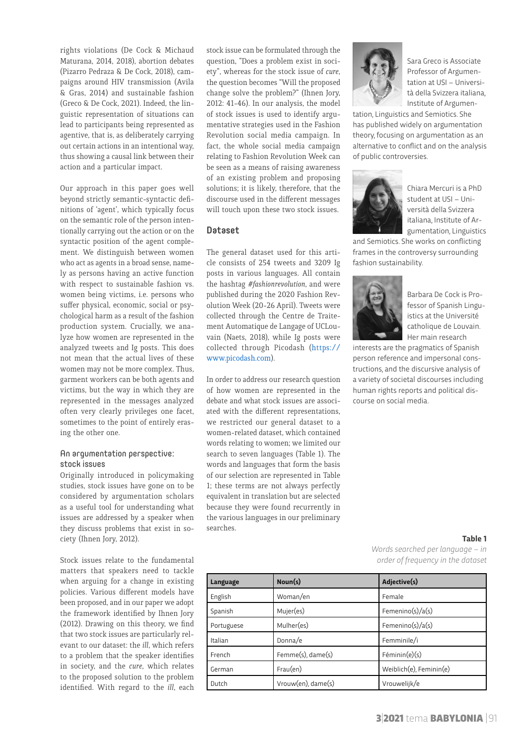rights violations (De Cock & Michaud Maturana, 2014, 2018), abortion debates (Pizarro Pedraza & De Cock, 2018), campaigns around HIV transmission (Avila & Gras, 2014) and sustainable fashion (Greco & De Cock, 2021). Indeed, the linguistic representation of situations can lead to participants being represented as agentive, that is, as deliberately carrying out certain actions in an intentional way, thus showing a causal link between their action and a particular impact.

Our approach in this paper goes well beyond strictly semantic-syntactic definitions of 'agent', which typically focus on the semantic role of the person intentionally carrying out the action or on the syntactic position of the agent complement. We distinguish between women who act as agents in a broad sense, namely as persons having an active function with respect to sustainable fashion vs. women being victims, i.e. persons who suffer physical, economic, social or psychological harm as a result of the fashion production system. Crucially, we analyze how women are represented in the analyzed tweets and Ig posts. This does not mean that the actual lives of these women may not be more complex. Thus, garment workers can be both agents and victims, but the way in which they are represented in the messages analyzed often very clearly privileges one facet, sometimes to the point of entirely erasing the other one.

### An argumentation perspective: stock issues

Originally introduced in policymaking studies, stock issues have gone on to be considered by argumentation scholars as a useful tool for understanding what issues are addressed by a speaker when they discuss problems that exist in society (Ihnen Jory, 2012).

Stock issues relate to the fundamental matters that speakers need to tackle when arguing for a change in existing policies. Various different models have been proposed, and in our paper we adopt the framework identified by Ihnen Jory (2012). Drawing on this theory, we find that two stock issues are particularly relevant to our dataset: the *ill*, which refers to a problem that the speaker identifies in society, and the *cure*, which relates to the proposed solution to the problem identified. With regard to the *ill*, each stock issue can be formulated through the question, "Does a problem exist in society", whereas for the stock issue of *cure*, the question becomes "Will the proposed change solve the problem?" (Ihnen Jory, 2012: 41-46). In our analysis, the model of stock issues is used to identify argumentative strategies used in the Fashion Revolution social media campaign. In fact, the whole social media campaign relating to Fashion Revolution Week can be seen as a means of raising awareness of an existing problem and proposing solutions; it is likely, therefore, that the discourse used in the different messages will touch upon these two stock issues.

### Dataset

The general dataset used for this article consists of 254 tweets and 3209 Ig posts in various languages. All contain the hashtag *#fashionrevolution*, and were published during the 2020 Fashion Revolution Week (20-26 April). Tweets were collected through the Centre de Traitement Automatique de Langage of UCLouvain (Naets, 2018), while Ig posts were collected through Picodash (https://www.picodash.com).

In order to address our research question of how women are represented in the debate and what stock issues are associated with the different representations, we restricted our general dataset to a women-related dataset, which contained words relating to women; we limited our search to seven languages (Table 1). The words and languages that form the basis of our selection are represented in Table 1; these terms are not always perfectly equivalent in translation but are selected because they were found recurrently in the various languages in our preliminary searches.

Sara Greco is Associate Professor of Argumentation at USI – Università della Svizzera italiana, Institute of Argumentation, Linguistics and Semiotics. She has published widely on argumentation theory, focusing on argumentation as an alternative to conflict and on the analysis of public controversies.

Chiara Mercuri is a PhD student at USI – Università della Svizzera italiana, Institute of Argumentation, Linguistics and Semiotics. She works on conflicting frames in the controversy surrounding fashion sustainability.

Barbara De Cock is Professor of Spanish Linguistics at the Université catholique de Louvain. Her main research interests are the pragmatics of Spanish person reference and impersonal constructions, and the discursive analysis of a variety of societal discourses including human rights reports and political discourse on social media.

**Table 1**

*Words searched per language – in order of frequency in the dataset*

| Language | Noun(s) | Adjective(s) |
|---|---|---|
| English | Woman/en | Female |
| Spanish | Mujer(es) | Femenino(s)/a(s) |
| Portuguese | Mulher(es) | Femenino(s)/a(s) |
| Italian | Donna/e | Femminile/i |
| French | Femme(s), dame(s) | Féminin(e)(s) |
| German | Frau(en) | Weiblich(e), Feminin(e) |
| Dutch | Vrouw(en), dame(s) | Vrouwelijk/e |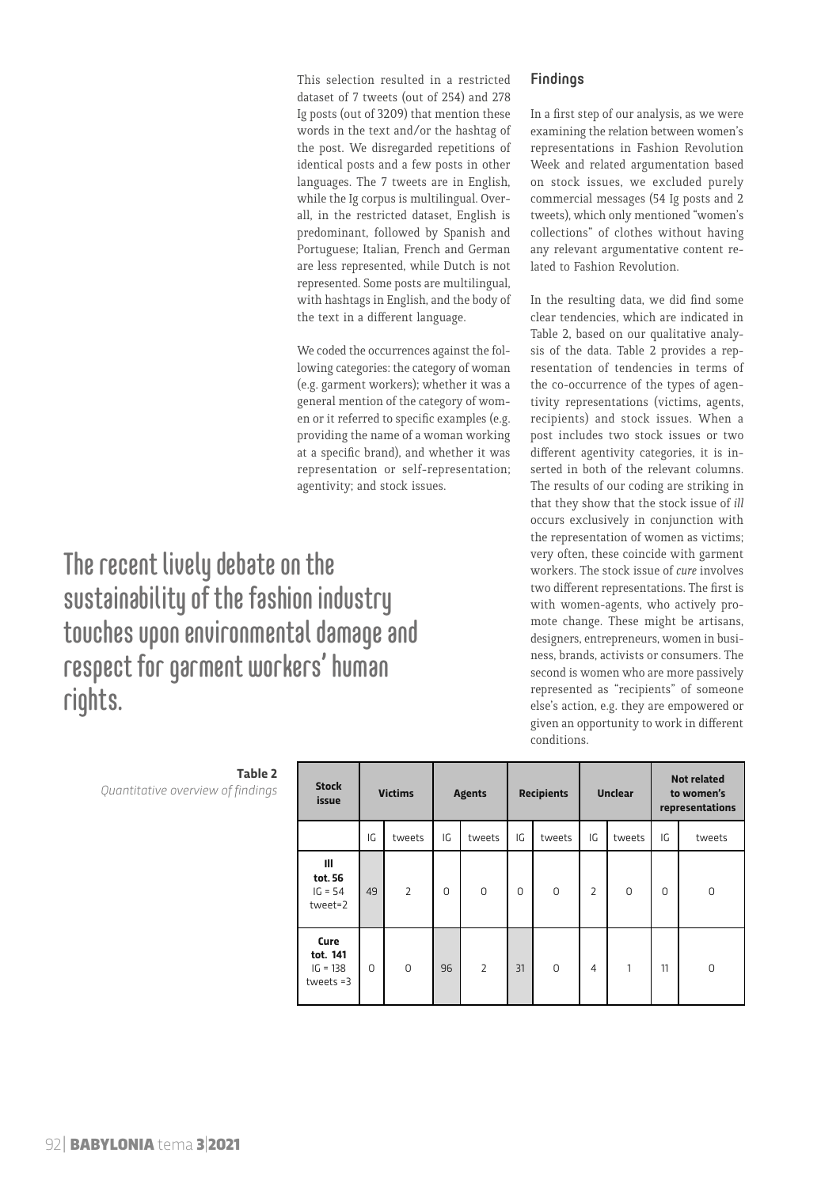This selection resulted in a restricted dataset of 7 tweets (out of 254) and 278 Ig posts (out of 3209) that mention these words in the text and/or the hashtag of the post. We disregarded repetitions of identical posts and a few posts in other languages. The 7 tweets are in English, while the Ig corpus is multilingual. Overall, in the restricted dataset, English is predominant, followed by Spanish and Portuguese; Italian, French and German are less represented, while Dutch is not represented. Some posts are multilingual, with hashtags in English, and the body of the text in a different language.

We coded the occurrences against the following categories: the category of woman (e.g. garment workers); whether it was a general mention of the category of women or it referred to specific examples (e.g. providing the name of a woman working at a specific brand), and whether it was representation or self-representation; agentivity; and stock issues.

**The recent lively debate on the sustainability of the fashion industry touches upon environmental damage and respect for garment workers' human rights.**

## Findings

In a first step of our analysis, as we were examining the relation between women's representations in Fashion Revolution Week and related argumentation based on stock issues, we excluded purely commercial messages (54 Ig posts and 2 tweets), which only mentioned "women's collections" of clothes without having any relevant argumentative content related to Fashion Revolution.

In the resulting data, we did find some clear tendencies, which are indicated in Table 2, based on our qualitative analysis of the data. Table 2 provides a representation of tendencies in terms of the co-occurrence of the types of agentivity representations (victims, agents, recipients) and stock issues. When a post includes two stock issues or two different agentivity categories, it is inserted in both of the relevant columns. The results of our coding are striking in that they show that the stock issue of *ill* occurs exclusively in conjunction with the representation of women as victims; very often, these coincide with garment workers. The stock issue of *cure* involves two different representations. The first is with women-agents, who actively promote change. These might be artisans, designers, entrepreneurs, women in business, brands, activists or consumers. The second is women who are more passively represented as "recipients" of someone else's action, e.g. they are empowered or given an opportunity to work in different conditions.

**Table 2**
*Quantitative overview of findings*

| Stock issue | Victims | | Agents | | Recipients | | Unclear | | Not related to women's representations | |
|---|---|---|---|---|---|---|---|---|---|---|
| | IG | tweets | IG | tweets | IG | tweets | IG | tweets | IG | tweets |
| **Ill tot. 56** IG = 54 tweet=2 | 49 | 2 | 0 | 0 | 0 | 0 | 2 | 0 | 0 | 0 |
| **Cure tot. 141** IG = 138 tweets =3 | 0 | 0 | 96 | 2 | 31 | 0 | 4 | 1 | 11 | 0 |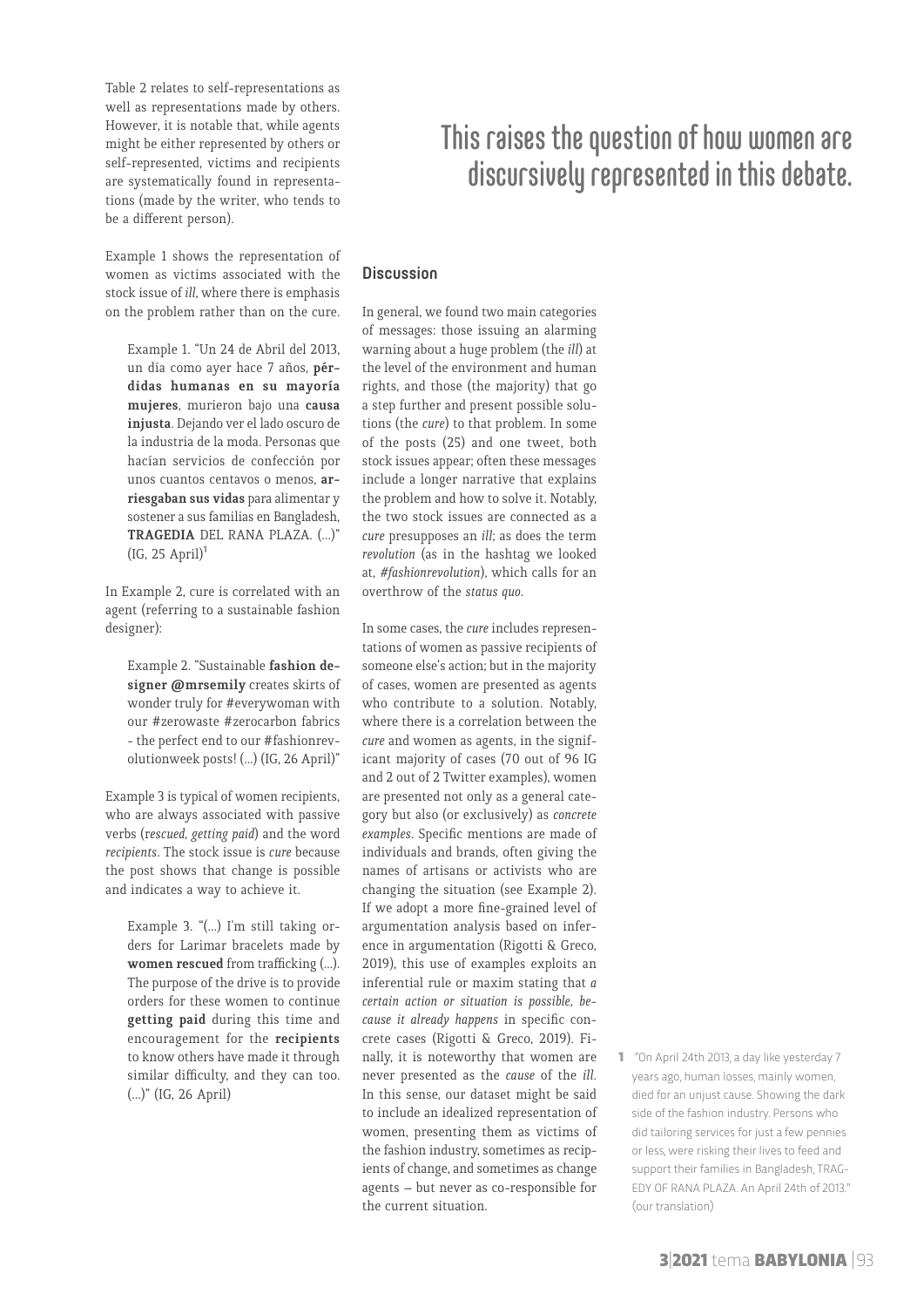Table 2 relates to self-representations as well as representations made by others. However, it is notable that, while agents might be either represented by others or self-represented, victims and recipients are systematically found in representations (made by the writer, who tends to be a different person).

Example 1 shows the representation of women as victims associated with the stock issue of *ill*, where there is emphasis on the problem rather than on the cure.

> Example 1. "Un 24 de Abril del 2013, un día como ayer hace 7 años, **pérdidas humanas en su mayoría mujeres**, murieron bajo una **causa injusta**. Dejando ver el lado oscuro de la industria de la moda. Personas que hacían servicios de confección por unos cuantos centavos o menos, **arriesgaban sus vidas** para alimentar y sostener a sus familias en Bangladesh, **TRAGEDIA** DEL RANA PLAZA. (...)" (IG, 25 April)[1]

In Example 2, cure is correlated with an agent (referring to a sustainable fashion designer):

> Example 2. "Sustainable **fashion designer @mrsemily** creates skirts of wonder truly for #everywoman with our #zerowaste #zerocarbon fabrics - the perfect end to our #fashionrevolutionweek posts! (...) (IG, 26 April)"

Example 3 is typical of women recipients, who are always associated with passive verbs (*rescued, getting paid*) and the word *recipients*. The stock issue is *cure* because the post shows that change is possible and indicates a way to achieve it.

> Example 3. "(...) I'm still taking orders for Larimar bracelets made by **women rescued** from trafficking (...). The purpose of the drive is to provide orders for these women to continue **getting paid** during this time and encouragement for the **recipients** to know others have made it through similar difficulty, and they can too. (...)" (IG, 26 April)

## This raises the question of how women are discursively represented in this debate.

### Discussion

In general, we found two main categories of messages: those issuing an alarming warning about a huge problem (the *ill*) at the level of the environment and human rights, and those (the majority) that go a step further and present possible solutions (the *cure*) to that problem. In some of the posts (25) and one tweet, both stock issues appear; often these messages include a longer narrative that explains the problem and how to solve it. Notably, the two stock issues are connected as a *cure* presupposes an *ill*; as does the term *revolution* (as in the hashtag we looked at, *#fashionrevolution*), which calls for an overthrow of the *status quo*.

In some cases, the *cure* includes representations of women as passive recipients of someone else's action; but in the majority of cases, women are presented as agents who contribute to a solution. Notably, where there is a correlation between the *cure* and women as agents, in the significant majority of cases (70 out of 96 IG and 2 out of 2 Twitter examples), women are presented not only as a general category but also (or exclusively) as *concrete examples*. Specific mentions are made of individuals and brands, often giving the names of artisans or activists who are changing the situation (see Example 2). If we adopt a more fine-grained level of argumentation analysis based on inference in argumentation (Rigotti & Greco, 2019), this use of examples exploits an inferential rule or maxim stating that *a certain action or situation is possible, because it already happens* in specific concrete cases (Rigotti & Greco, 2019). Finally, it is noteworthy that women are never presented as the *cause* of the *ill*. In this sense, our dataset might be said to include an idealized representation of women, presenting them as victims of the fashion industry, sometimes as recipients of change, and sometimes as change agents – but never as co-responsible for the current situation.

1 "On April 24th 2013, a day like yesterday 7 years ago, human losses, mainly women, died for an unjust cause. Showing the dark side of the fashion industry. Persons who did tailoring services for just a few pennies or less, were risking their lives to feed and support their families in Bangladesh, TRAGEDY OF RANA PLAZA. An April 24th of 2013." (our translation)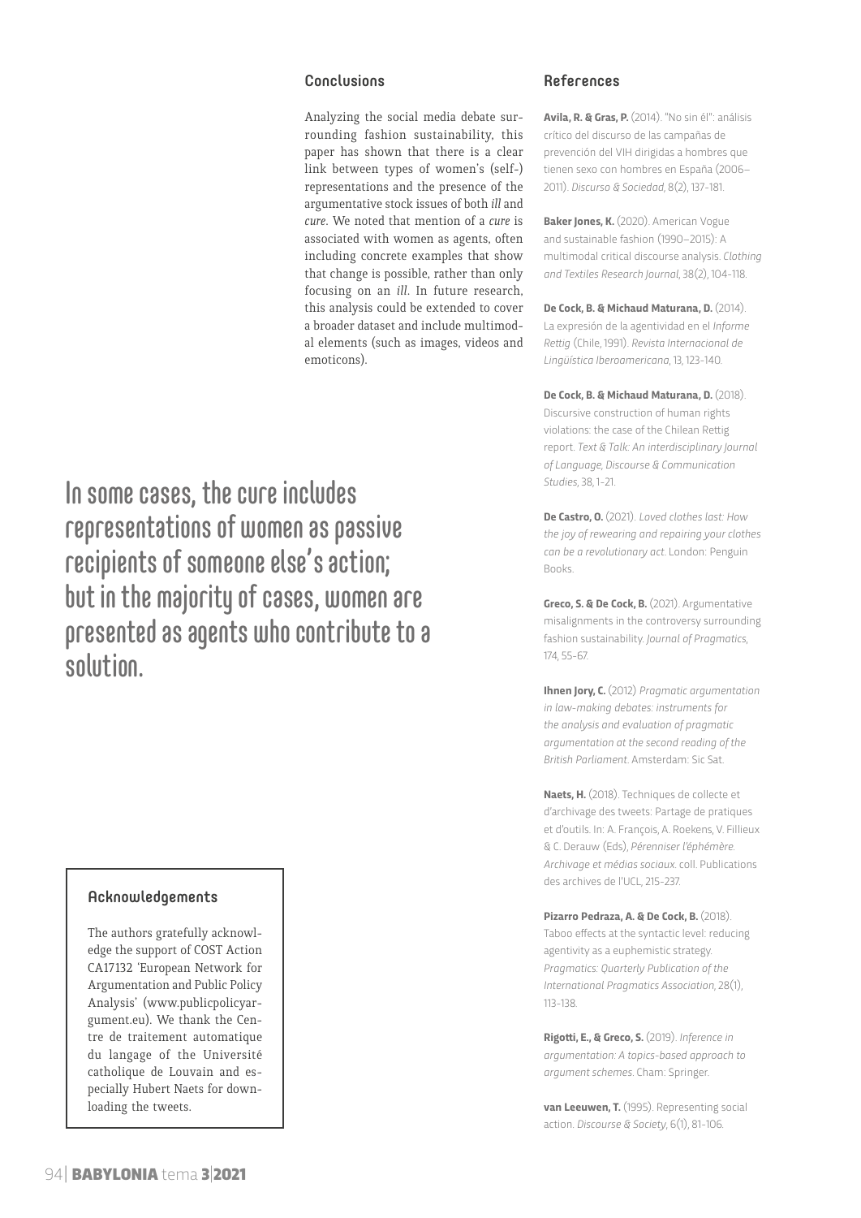## Conclusions

Analyzing the social media debate surrounding fashion sustainability, this paper has shown that there is a clear link between types of women's (self-) representations and the presence of the argumentative stock issues of both *ill* and *cure*. We noted that mention of a *cure* is associated with women as agents, often including concrete examples that show that change is possible, rather than only focusing on an *ill*. In future research, this analysis could be extended to cover a broader dataset and include multimodal elements (such as images, videos and emoticons).

In some cases, the cure includes representations of women as passive recipients of someone else's action; but in the majority of cases, women are presented as agents who contribute to a solution.

### Acknowledgements

The authors gratefully acknowledge the support of COST Action CA17132 'European Network for Argumentation and Public Policy Analysis' (www.publicpolicyargument.eu). We thank the Centre de traitement automatique du langage of the Université catholique de Louvain and especially Hubert Naets for downloading the tweets.

## References

**Avila, R. & Gras, P.** (2014). "No sin él": análisis crítico del discurso de las campañas de prevención del VIH dirigidas a hombres que tienen sexo con hombres en España (2006–2011). *Discurso & Sociedad*, 8(2), 137-181.

**Baker Jones, K.** (2020). American Vogue and sustainable fashion (1990–2015): A multimodal critical discourse analysis. *Clothing and Textiles Research Journal*, 38(2), 104-118.

**De Cock, B. & Michaud Maturana, D.** (2014). La expresión de la agentividad en el *Informe Rettig* (Chile, 1991). *Revista Internacional de Lingüística Iberoamericana*, 13, 123-140.

**De Cock, B. & Michaud Maturana, D.** (2018). Discursive construction of human rights violations: the case of the Chilean Rettig report. *Text & Talk: An interdisciplinary Journal of Language, Discourse & Communication Studies*, 38, 1-21.

**De Castro, O.** (2021). *Loved clothes last: How the joy of rewearing and repairing your clothes can be a revolutionary act*. London: Penguin Books.

**Greco, S. & De Cock, B.** (2021). Argumentative misalignments in the controversy surrounding fashion sustainability. *Journal of Pragmatics*, 174, 55-67.

**Ihnen Jory, C.** (2012) *Pragmatic argumentation in law-making debates: instruments for the analysis and evaluation of pragmatic argumentation at the second reading of the British Parliament*. Amsterdam: Sic Sat.

**Naets, H.** (2018). Techniques de collecte et d'archivage des tweets: Partage de pratiques et d'outils. In: A. François, A. Roekens, V. Fillieux & C. Derauw (Eds), *Pérenniser l'éphémère. Archivage et médias sociaux*. coll. Publications des archives de l'UCL, 215-237.

**Pizarro Pedraza, A. & De Cock, B.** (2018). Taboo effects at the syntactic level: reducing agentivity as a euphemistic strategy. *Pragmatics: Quarterly Publication of the International Pragmatics Association*, 28(1), 113-138.

**Rigotti, E., & Greco, S.** (2019). *Inference in argumentation: A topics-based approach to argument schemes*. Cham: Springer.

**van Leeuwen, T.** (1995). Representing social action. *Discourse & Society*, 6(1), 81-106.